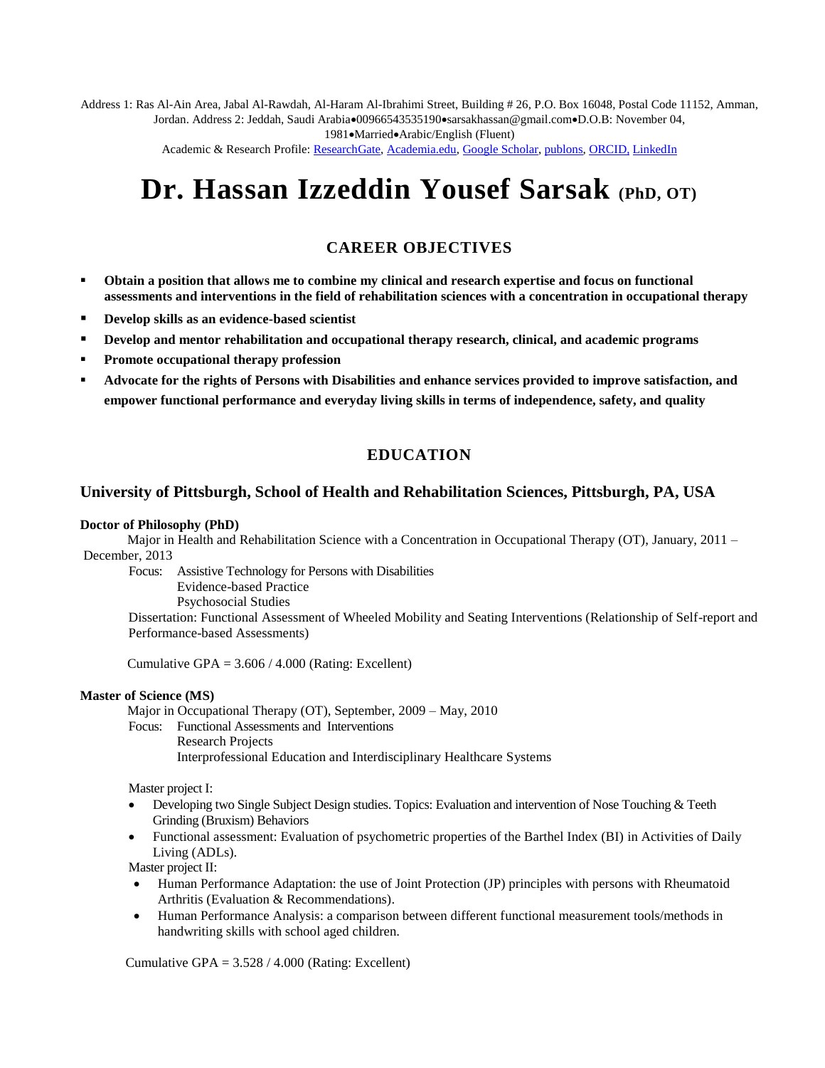Address 1: Ras Al-Ain Area, Jabal Al-Rawdah, Al-Haram Al-Ibrahimi Street, Building # 26, P.O. Box 16048, Postal Code 11152, Amman, Jordan. Address 2: Jeddah, Saudi Arabia•00966543535190•sarsakhassan@gmail.com•D.O.B: November 04, 1981•Married•Arabic/English (Fluent)

Academic & Research Profile: ResearchGate, Academia.edu, Google Scholar, publons, ORCID, LinkedIn

# Dr. Hassan Izzeddin Yousef Sarsak (PhD, OT)

## CAREER OBJECTIVES

- **Obtain a position that allows me to combine my clinical and research expertise and focus on functional assessments and interventions in the field of rehabilitation sciences with a concentration in occupational therapy**
- **Develop skills as an evidence-based scientist**
- **Develop and mentor rehabilitation and occupational therapy research, clinical, and academic programs**
- **Promote occupational therapy profession**
- **Advocate for the rights of Persons with Disabilities and enhance services provided to improve satisfaction, and empower functional performance and everyday living skills in terms of independence, safety, and quality**

## EDUCATION

### University of Pittsburgh, School of Health and Rehabilitation Sciences, Pittsburgh, PA, USA

**Doctor of Philosophy (PhD)**

Major in Health and Rehabilitation Science with a Concentration in Occupational Therapy (OT), January, 2011 – December, 2013

Focus: Assistive Technology for Persons with Disabilities
Evidence-based Practice
Psychosocial Studies

Dissertation: Functional Assessment of Wheeled Mobility and Seating Interventions (Relationship of Self-report and Performance-based Assessments)

Cumulative GPA = 3.606 / 4.000 (Rating: Excellent)

**Master of Science (MS)**

Major in Occupational Therapy (OT), September, 2009 – May, 2010

Focus: Functional Assessments and Interventions
Research Projects
Interprofessional Education and Interdisciplinary Healthcare Systems

Master project I:

- Developing two Single Subject Design studies. Topics: Evaluation and intervention of Nose Touching & Teeth Grinding (Bruxism) Behaviors
- Functional assessment: Evaluation of psychometric properties of the Barthel Index (BI) in Activities of Daily Living (ADLs).

Master project II:

- Human Performance Adaptation: the use of Joint Protection (JP) principles with persons with Rheumatoid Arthritis (Evaluation & Recommendations).
- Human Performance Analysis: a comparison between different functional measurement tools/methods in handwriting skills with school aged children.

Cumulative GPA = 3.528 / 4.000 (Rating: Excellent)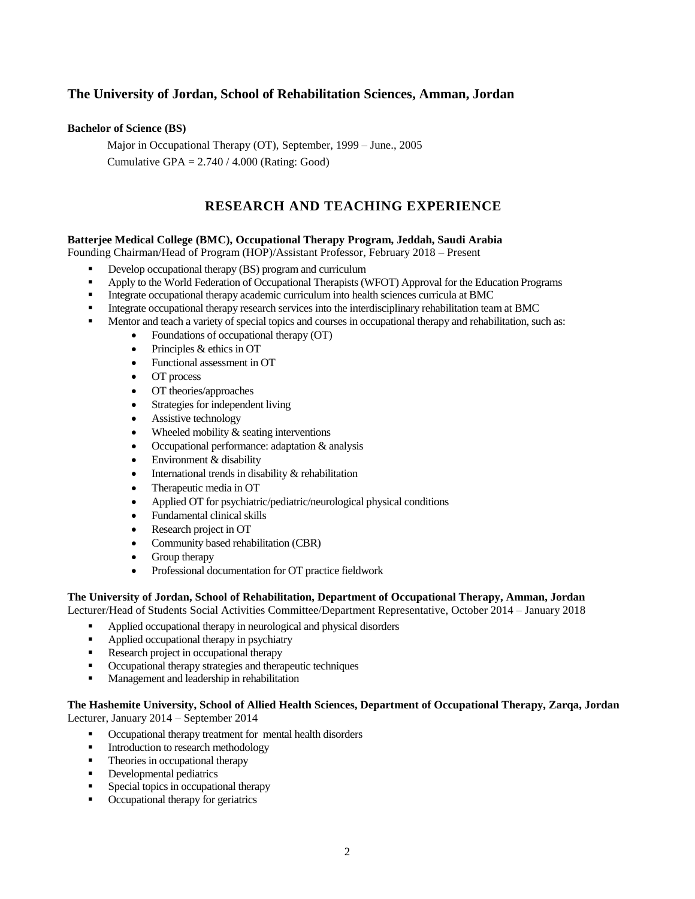### The University of Jordan, School of Rehabilitation Sciences, Amman, Jordan

**Bachelor of Science (BS)**

Major in Occupational Therapy (OT), September, 1999 – June., 2005

Cumulative GPA = 2.740 / 4.000 (Rating: Good)

## RESEARCH AND TEACHING EXPERIENCE

**Batterjee Medical College (BMC), Occupational Therapy Program, Jeddah, Saudi Arabia**
Founding Chairman/Head of Program (HOP)/Assistant Professor, February 2018 – Present

- Develop occupational therapy (BS) program and curriculum
- Apply to the World Federation of Occupational Therapists (WFOT) Approval for the Education Programs
- Integrate occupational therapy academic curriculum into health sciences curricula at BMC
- Integrate occupational therapy research services into the interdisciplinary rehabilitation team at BMC
- Mentor and teach a variety of special topics and courses in occupational therapy and rehabilitation, such as:
    - Foundations of occupational therapy (OT)
    - Principles & ethics in OT
    - Functional assessment in OT
    - OT process
    - OT theories/approaches
    - Strategies for independent living
    - Assistive technology
    - Wheeled mobility & seating interventions
    - Occupational performance: adaptation & analysis
    - Environment & disability
    - International trends in disability & rehabilitation
    - Therapeutic media in OT
    - Applied OT for psychiatric/pediatric/neurological physical conditions
    - Fundamental clinical skills
    - Research project in OT
    - Community based rehabilitation (CBR)
    - Group therapy
    - Professional documentation for OT practice fieldwork

**The University of Jordan, School of Rehabilitation, Department of Occupational Therapy, Amman, Jordan**
Lecturer/Head of Students Social Activities Committee/Department Representative, October 2014 – January 2018

- Applied occupational therapy in neurological and physical disorders
- Applied occupational therapy in psychiatry
- Research project in occupational therapy
- Occupational therapy strategies and therapeutic techniques
- Management and leadership in rehabilitation

**The Hashemite University, School of Allied Health Sciences, Department of Occupational Therapy, Zarqa, Jordan**
Lecturer, January 2014 – September 2014

- Occupational therapy treatment for mental health disorders
- Introduction to research methodology
- Theories in occupational therapy
- Developmental pediatrics
- Special topics in occupational therapy
- Occupational therapy for geriatrics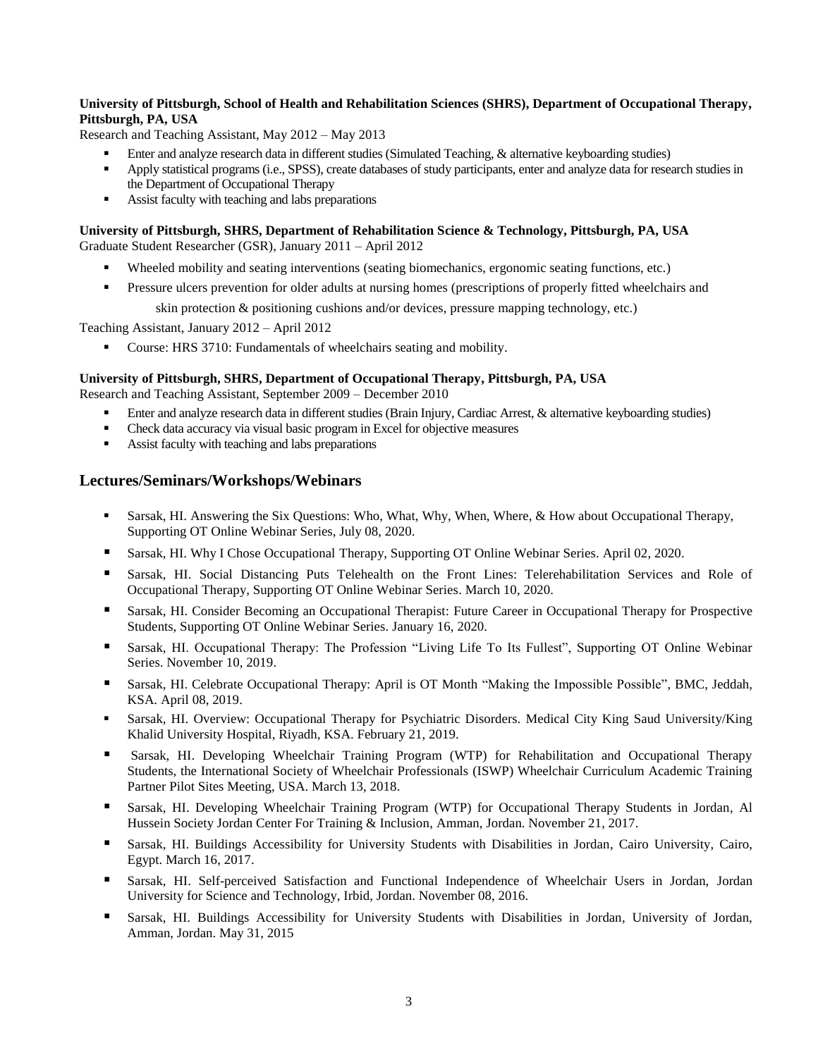**University of Pittsburgh, School of Health and Rehabilitation Sciences (SHRS), Department of Occupational Therapy, Pittsburgh, PA, USA**

Research and Teaching Assistant, May 2012 – May 2013

- Enter and analyze research data in different studies (Simulated Teaching, & alternative keyboarding studies)
- Apply statistical programs (i.e., SPSS), create databases of study participants, enter and analyze data for research studies in the Department of Occupational Therapy
- Assist faculty with teaching and labs preparations

**University of Pittsburgh, SHRS, Department of Rehabilitation Science & Technology, Pittsburgh, PA, USA**

Graduate Student Researcher (GSR), January 2011 – April 2012

- Wheeled mobility and seating interventions (seating biomechanics, ergonomic seating functions, etc.)
- Pressure ulcers prevention for older adults at nursing homes (prescriptions of properly fitted wheelchairs and skin protection & positioning cushions and/or devices, pressure mapping technology, etc.)

Teaching Assistant, January 2012 – April 2012

- Course: HRS 3710: Fundamentals of wheelchairs seating and mobility.

**University of Pittsburgh, SHRS, Department of Occupational Therapy, Pittsburgh, PA, USA**

Research and Teaching Assistant, September 2009 – December 2010

- Enter and analyze research data in different studies (Brain Injury, Cardiac Arrest, & alternative keyboarding studies)
- Check data accuracy via visual basic program in Excel for objective measures
- Assist faculty with teaching and labs preparations

## Lectures/Seminars/Workshops/Webinars

- Sarsak, HI. Answering the Six Questions: Who, What, Why, When, Where, & How about Occupational Therapy, Supporting OT Online Webinar Series, July 08, 2020.
- Sarsak, HI. Why I Chose Occupational Therapy, Supporting OT Online Webinar Series. April 02, 2020.
- Sarsak, HI. Social Distancing Puts Telehealth on the Front Lines: Telerehabilitation Services and Role of Occupational Therapy, Supporting OT Online Webinar Series. March 10, 2020.
- Sarsak, HI. Consider Becoming an Occupational Therapist: Future Career in Occupational Therapy for Prospective Students, Supporting OT Online Webinar Series. January 16, 2020.
- Sarsak, HI. Occupational Therapy: The Profession "Living Life To Its Fullest", Supporting OT Online Webinar Series. November 10, 2019.
- Sarsak, HI. Celebrate Occupational Therapy: April is OT Month "Making the Impossible Possible", BMC, Jeddah, KSA. April 08, 2019.
- Sarsak, HI. Overview: Occupational Therapy for Psychiatric Disorders. Medical City King Saud University/King Khalid University Hospital, Riyadh, KSA. February 21, 2019.
- Sarsak, HI. Developing Wheelchair Training Program (WTP) for Rehabilitation and Occupational Therapy Students, the International Society of Wheelchair Professionals (ISWP) Wheelchair Curriculum Academic Training Partner Pilot Sites Meeting, USA. March 13, 2018.
- Sarsak, HI. Developing Wheelchair Training Program (WTP) for Occupational Therapy Students in Jordan, Al Hussein Society Jordan Center For Training & Inclusion, Amman, Jordan. November 21, 2017.
- Sarsak, HI. Buildings Accessibility for University Students with Disabilities in Jordan, Cairo University, Cairo, Egypt. March 16, 2017.
- Sarsak, HI. Self-perceived Satisfaction and Functional Independence of Wheelchair Users in Jordan, Jordan University for Science and Technology, Irbid, Jordan. November 08, 2016.
- Sarsak, HI. Buildings Accessibility for University Students with Disabilities in Jordan, University of Jordan, Amman, Jordan. May 31, 2015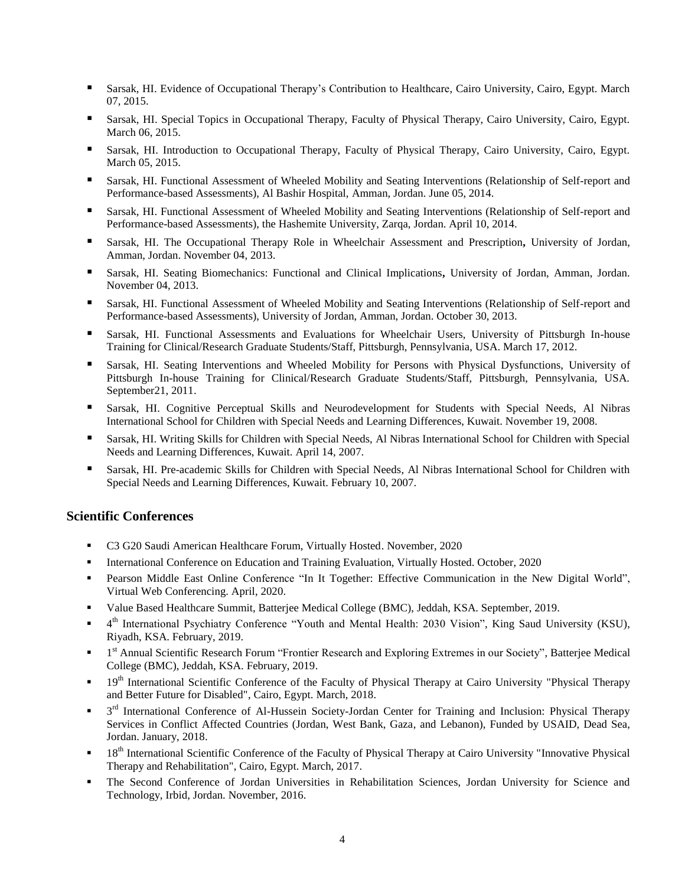- Sarsak, HI. Evidence of Occupational Therapy's Contribution to Healthcare, Cairo University, Cairo, Egypt. March 07, 2015.
- Sarsak, HI. Special Topics in Occupational Therapy, Faculty of Physical Therapy, Cairo University, Cairo, Egypt. March 06, 2015.
- Sarsak, HI. Introduction to Occupational Therapy, Faculty of Physical Therapy, Cairo University, Cairo, Egypt. March 05, 2015.
- Sarsak, HI. Functional Assessment of Wheeled Mobility and Seating Interventions (Relationship of Self-report and Performance-based Assessments), Al Bashir Hospital, Amman, Jordan. June 05, 2014.
- Sarsak, HI. Functional Assessment of Wheeled Mobility and Seating Interventions (Relationship of Self-report and Performance-based Assessments), the Hashemite University, Zarqa, Jordan. April 10, 2014.
- Sarsak, HI. The Occupational Therapy Role in Wheelchair Assessment and Prescription**,** University of Jordan, Amman, Jordan. November 04, 2013.
- Sarsak, HI. Seating Biomechanics: Functional and Clinical Implications**,** University of Jordan, Amman, Jordan. November 04, 2013.
- Sarsak, HI. Functional Assessment of Wheeled Mobility and Seating Interventions (Relationship of Self-report and Performance-based Assessments), University of Jordan, Amman, Jordan. October 30, 2013.
- Sarsak, HI. Functional Assessments and Evaluations for Wheelchair Users, University of Pittsburgh In-house Training for Clinical/Research Graduate Students/Staff, Pittsburgh, Pennsylvania, USA. March 17, 2012.
- Sarsak, HI. Seating Interventions and Wheeled Mobility for Persons with Physical Dysfunctions, University of Pittsburgh In-house Training for Clinical/Research Graduate Students/Staff, Pittsburgh, Pennsylvania, USA. September21, 2011.
- Sarsak, HI. Cognitive Perceptual Skills and Neurodevelopment for Students with Special Needs, Al Nibras International School for Children with Special Needs and Learning Differences, Kuwait. November 19, 2008.
- Sarsak, HI. Writing Skills for Children with Special Needs, Al Nibras International School for Children with Special Needs and Learning Differences, Kuwait. April 14, 2007.
- Sarsak, HI. Pre-academic Skills for Children with Special Needs, Al Nibras International School for Children with Special Needs and Learning Differences, Kuwait. February 10, 2007.

## Scientific Conferences

- C3 G20 Saudi American Healthcare Forum, Virtually Hosted. November, 2020
- International Conference on Education and Training Evaluation, Virtually Hosted. October, 2020
- Pearson Middle East Online Conference "In It Together: Effective Communication in the New Digital World", Virtual Web Conferencing. April, 2020.
- Value Based Healthcare Summit, Batterjee Medical College (BMC), Jeddah, KSA. September, 2019.
- 4th International Psychiatry Conference "Youth and Mental Health: 2030 Vision", King Saud University (KSU), Riyadh, KSA. February, 2019.
- 1st Annual Scientific Research Forum "Frontier Research and Exploring Extremes in our Society", Batterjee Medical College (BMC), Jeddah, KSA. February, 2019.
- 19th International Scientific Conference of the Faculty of Physical Therapy at Cairo University "Physical Therapy and Better Future for Disabled", Cairo, Egypt. March, 2018.
- 3rd International Conference of Al-Hussein Society-Jordan Center for Training and Inclusion: Physical Therapy Services in Conflict Affected Countries (Jordan, West Bank, Gaza, and Lebanon), Funded by USAID, Dead Sea, Jordan. January, 2018.
- 18th International Scientific Conference of the Faculty of Physical Therapy at Cairo University "Innovative Physical Therapy and Rehabilitation", Cairo, Egypt. March, 2017.
- The Second Conference of Jordan Universities in Rehabilitation Sciences, Jordan University for Science and Technology, Irbid, Jordan. November, 2016.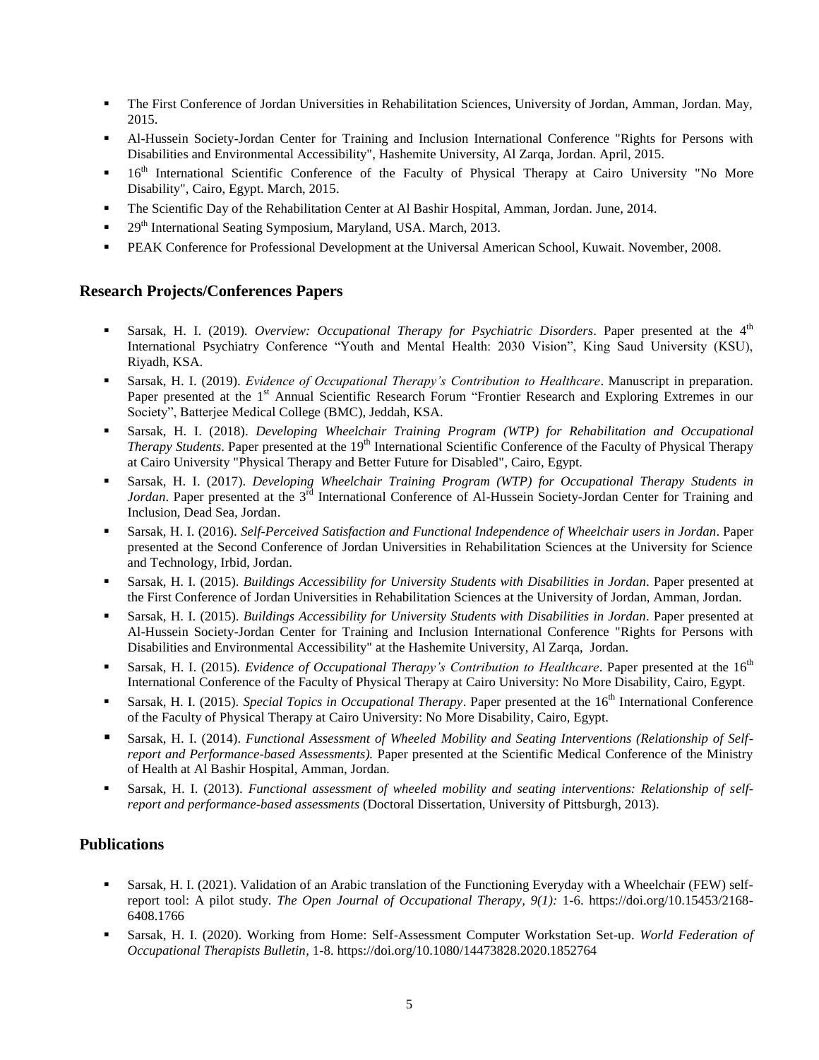- The First Conference of Jordan Universities in Rehabilitation Sciences, University of Jordan, Amman, Jordan. May, 2015.
- Al-Hussein Society-Jordan Center for Training and Inclusion International Conference "Rights for Persons with Disabilities and Environmental Accessibility", Hashemite University, Al Zarqa, Jordan. April, 2015.
- 16th International Scientific Conference of the Faculty of Physical Therapy at Cairo University "No More Disability", Cairo, Egypt. March, 2015.
- The Scientific Day of the Rehabilitation Center at Al Bashir Hospital, Amman, Jordan. June, 2014.
- 29th International Seating Symposium, Maryland, USA. March, 2013.
- PEAK Conference for Professional Development at the Universal American School, Kuwait. November, 2008.

## Research Projects/Conferences Papers

- Sarsak, H. I. (2019). *Overview: Occupational Therapy for Psychiatric Disorders*. Paper presented at the 4th International Psychiatry Conference "Youth and Mental Health: 2030 Vision", King Saud University (KSU), Riyadh, KSA.
- Sarsak, H. I. (2019). *Evidence of Occupational Therapy's Contribution to Healthcare*. Manuscript in preparation. Paper presented at the 1st Annual Scientific Research Forum "Frontier Research and Exploring Extremes in our Society", Batterjee Medical College (BMC), Jeddah, KSA.
- Sarsak, H. I. (2018). *Developing Wheelchair Training Program (WTP) for Rehabilitation and Occupational Therapy Students*. Paper presented at the 19th International Scientific Conference of the Faculty of Physical Therapy at Cairo University "Physical Therapy and Better Future for Disabled", Cairo, Egypt.
- Sarsak, H. I. (2017). *Developing Wheelchair Training Program (WTP) for Occupational Therapy Students in Jordan*. Paper presented at the 3rd International Conference of Al-Hussein Society-Jordan Center for Training and Inclusion, Dead Sea, Jordan.
- Sarsak, H. I. (2016). *Self-Perceived Satisfaction and Functional Independence of Wheelchair users in Jordan*. Paper presented at the Second Conference of Jordan Universities in Rehabilitation Sciences at the University for Science and Technology, Irbid, Jordan.
- Sarsak, H. I. (2015). *Buildings Accessibility for University Students with Disabilities in Jordan*. Paper presented at the First Conference of Jordan Universities in Rehabilitation Sciences at the University of Jordan, Amman, Jordan.
- Sarsak, H. I. (2015). *Buildings Accessibility for University Students with Disabilities in Jordan*. Paper presented at Al-Hussein Society-Jordan Center for Training and Inclusion International Conference "Rights for Persons with Disabilities and Environmental Accessibility" at the Hashemite University, Al Zarqa, Jordan.
- Sarsak, H. I. (2015). *Evidence of Occupational Therapy's Contribution to Healthcare*. Paper presented at the 16th International Conference of the Faculty of Physical Therapy at Cairo University: No More Disability, Cairo, Egypt.
- Sarsak, H. I. (2015). *Special Topics in Occupational Therapy*. Paper presented at the 16th International Conference of the Faculty of Physical Therapy at Cairo University: No More Disability, Cairo, Egypt.
- Sarsak, H. I. (2014). *Functional Assessment of Wheeled Mobility and Seating Interventions (Relationship of Self-report and Performance-based Assessments).* Paper presented at the Scientific Medical Conference of the Ministry of Health at Al Bashir Hospital, Amman, Jordan.
- Sarsak, H. I. (2013). *Functional assessment of wheeled mobility and seating interventions: Relationship of self-report and performance-based assessments* (Doctoral Dissertation, University of Pittsburgh, 2013).

## Publications

- Sarsak, H. I. (2021). Validation of an Arabic translation of the Functioning Everyday with a Wheelchair (FEW) self-report tool: A pilot study. *The Open Journal of Occupational Therapy, 9(1):* 1-6. https://doi.org/10.15453/2168-6408.1766
- Sarsak, H. I. (2020). Working from Home: Self-Assessment Computer Workstation Set-up. *World Federation of Occupational Therapists Bulletin,* 1-8. https://doi.org/10.1080/14473828.2020.1852764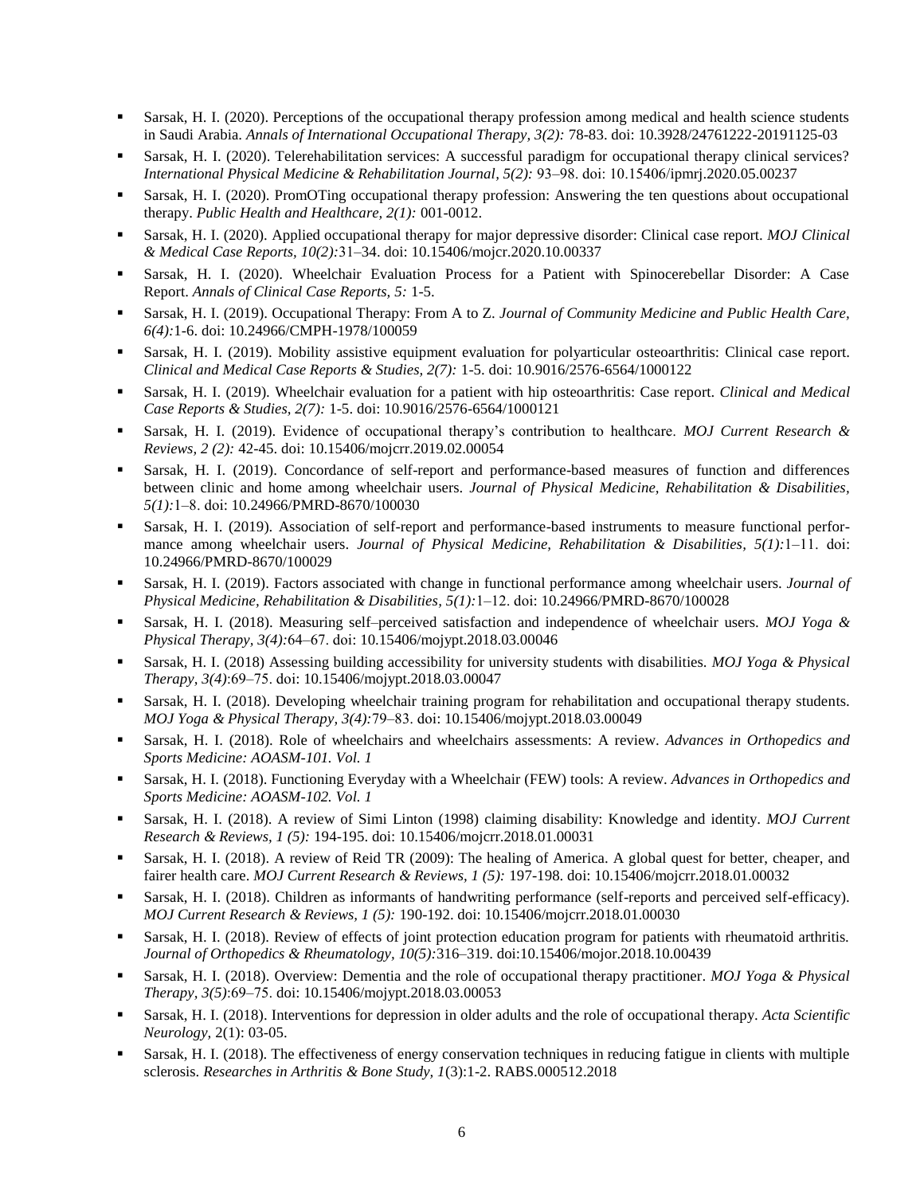- Sarsak, H. I. (2020). Perceptions of the occupational therapy profession among medical and health science students in Saudi Arabia. *Annals of International Occupational Therapy, 3(2):* 78-83. doi: 10.3928/24761222-20191125-03
- Sarsak, H. I. (2020). Telerehabilitation services: A successful paradigm for occupational therapy clinical services? *International Physical Medicine & Rehabilitation Journal, 5(2):* 93–98. doi: 10.15406/ipmrj.2020.05.00237
- Sarsak, H. I. (2020). PromOTing occupational therapy profession: Answering the ten questions about occupational therapy. *Public Health and Healthcare, 2(1):* 001-0012.
- Sarsak, H. I. (2020). Applied occupational therapy for major depressive disorder: Clinical case report. *MOJ Clinical & Medical Case Reports, 10(2):*31–34. doi: 10.15406/mojcr.2020.10.00337
- Sarsak, H. I. (2020). Wheelchair Evaluation Process for a Patient with Spinocerebellar Disorder: A Case Report. *Annals of Clinical Case Reports, 5:* 1-5.
- Sarsak, H. I. (2019). Occupational Therapy: From A to Z. *Journal of Community Medicine and Public Health Care, 6(4):*1-6. doi: 10.24966/CMPH-1978/100059
- Sarsak, H. I. (2019). Mobility assistive equipment evaluation for polyarticular osteoarthritis: Clinical case report. *Clinical and Medical Case Reports & Studies, 2(7):* 1-5. doi: 10.9016/2576-6564/1000122
- Sarsak, H. I. (2019). Wheelchair evaluation for a patient with hip osteoarthritis: Case report. *Clinical and Medical Case Reports & Studies, 2(7):* 1-5. doi: 10.9016/2576-6564/1000121
- Sarsak, H. I. (2019). Evidence of occupational therapy's contribution to healthcare. *MOJ Current Research & Reviews, 2 (2):* 42-45. doi: 10.15406/mojcrr.2019.02.00054
- Sarsak, H. I. (2019). Concordance of self-report and performance-based measures of function and differences between clinic and home among wheelchair users. *Journal of Physical Medicine, Rehabilitation & Disabilities, 5(1):*1–8. doi: 10.24966/PMRD-8670/100030
- Sarsak, H. I. (2019). Association of self-report and performance-based instruments to measure functional performance among wheelchair users. *Journal of Physical Medicine, Rehabilitation & Disabilities, 5(1):*1–11. doi: 10.24966/PMRD-8670/100029
- Sarsak, H. I. (2019). Factors associated with change in functional performance among wheelchair users. *Journal of Physical Medicine, Rehabilitation & Disabilities, 5(1):*1–12. doi: 10.24966/PMRD-8670/100028
- Sarsak, H. I. (2018). Measuring self–perceived satisfaction and independence of wheelchair users. *MOJ Yoga & Physical Therapy, 3(4):*64–67. doi: 10.15406/mojypt.2018.03.00046
- Sarsak, H. I. (2018) Assessing building accessibility for university students with disabilities. *MOJ Yoga & Physical Therapy, 3(4)*:69–75. doi: 10.15406/mojypt.2018.03.00047
- Sarsak, H. I. (2018). Developing wheelchair training program for rehabilitation and occupational therapy students. *MOJ Yoga & Physical Therapy, 3(4):*79–83. doi: 10.15406/mojypt.2018.03.00049
- Sarsak, H. I. (2018). Role of wheelchairs and wheelchairs assessments: A review. *Advances in Orthopedics and Sports Medicine: AOASM-101. Vol. 1*
- Sarsak, H. I. (2018). Functioning Everyday with a Wheelchair (FEW) tools: A review. *Advances in Orthopedics and Sports Medicine: AOASM-102. Vol. 1*
- Sarsak, H. I. (2018). A review of Simi Linton (1998) claiming disability: Knowledge and identity. *MOJ Current Research & Reviews, 1 (5):* 194-195. doi: 10.15406/mojcrr.2018.01.00031
- Sarsak, H. I. (2018). A review of Reid TR (2009): The healing of America. A global quest for better, cheaper, and fairer health care. *MOJ Current Research & Reviews, 1 (5):* 197-198. doi: 10.15406/mojcrr.2018.01.00032
- Sarsak, H. I. (2018). Children as informants of handwriting performance (self-reports and perceived self-efficacy). *MOJ Current Research & Reviews, 1 (5):* 190-192. doi: 10.15406/mojcrr.2018.01.00030
- Sarsak, H. I. (2018). Review of effects of joint protection education program for patients with rheumatoid arthritis. *Journal of Orthopedics & Rheumatology, 10(5):*316–319. doi:10.15406/mojor.2018.10.00439
- Sarsak, H. I. (2018). Overview: Dementia and the role of occupational therapy practitioner. *MOJ Yoga & Physical Therapy, 3(5)*:69–75. doi: 10.15406/mojypt.2018.03.00053
- Sarsak, H. I. (2018). Interventions for depression in older adults and the role of occupational therapy. *Acta Scientific Neurology,* 2(1): 03-05.
- Sarsak, H. I. (2018). The effectiveness of energy conservation techniques in reducing fatigue in clients with multiple sclerosis. *Researches in Arthritis & Bone Study, 1*(3):1-2. RABS.000512.2018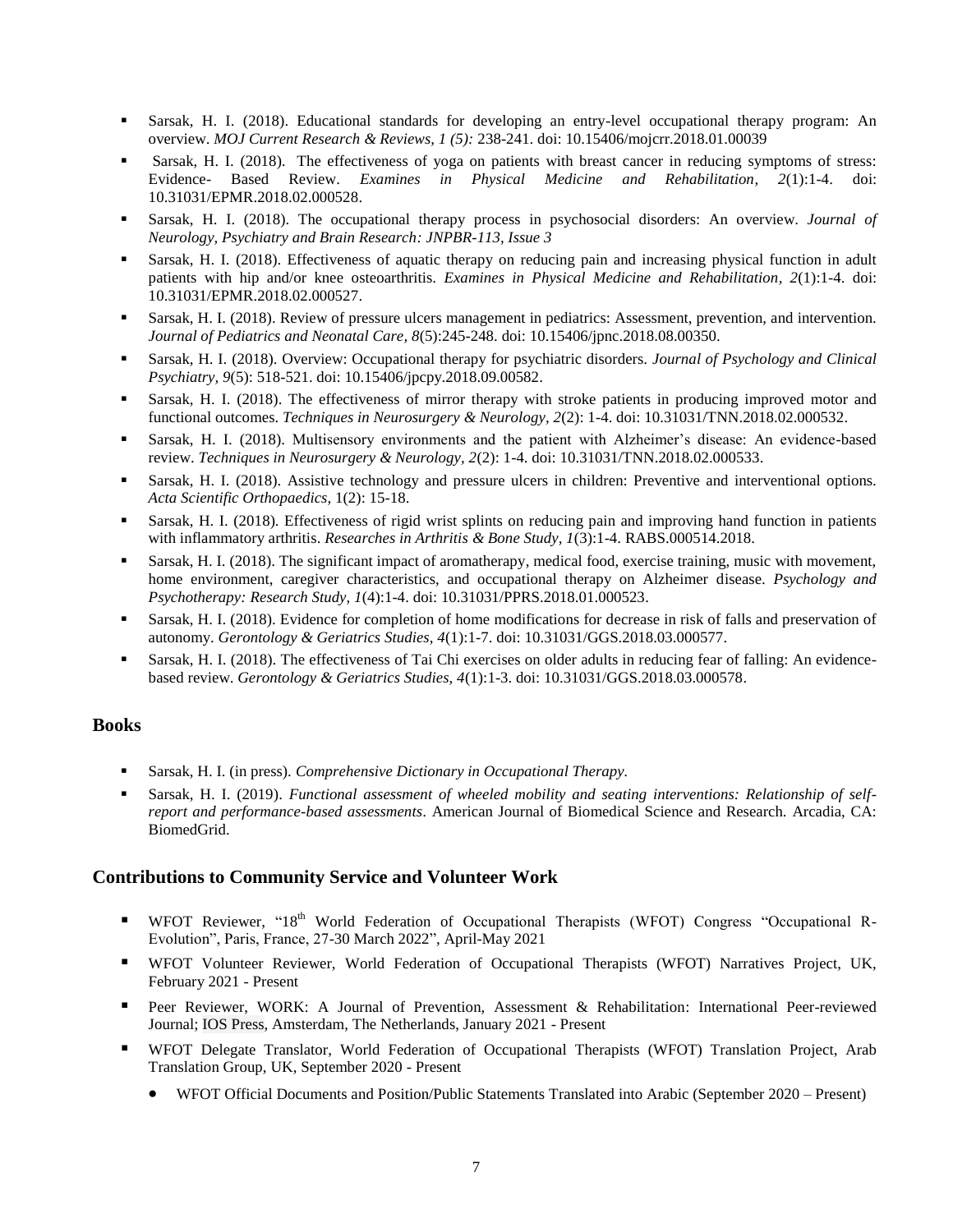- Sarsak, H. I. (2018). Educational standards for developing an entry-level occupational therapy program: An overview. *MOJ Current Research & Reviews, 1 (5):* 238-241. doi: 10.15406/mojcrr.2018.01.00039
- Sarsak, H. I. (2018). The effectiveness of yoga on patients with breast cancer in reducing symptoms of stress: Evidence- Based Review. *Examines in Physical Medicine and Rehabilitation, 2*(1):1-4. doi: 10.31031/EPMR.2018.02.000528.
- Sarsak, H. I. (2018). The occupational therapy process in psychosocial disorders: An overview. *Journal of Neurology, Psychiatry and Brain Research: JNPBR-113, Issue 3*
- Sarsak, H. I. (2018). Effectiveness of aquatic therapy on reducing pain and increasing physical function in adult patients with hip and/or knee osteoarthritis. *Examines in Physical Medicine and Rehabilitation, 2*(1):1-4. doi: 10.31031/EPMR.2018.02.000527.
- Sarsak, H. I. (2018). Review of pressure ulcers management in pediatrics: Assessment, prevention, and intervention. *Journal of Pediatrics and Neonatal Care, 8*(5):245-248. doi: 10.15406/jpnc.2018.08.00350.
- Sarsak, H. I. (2018). Overview: Occupational therapy for psychiatric disorders. *Journal of Psychology and Clinical Psychiatry, 9*(5): 518-521. doi: 10.15406/jpcpy.2018.09.00582.
- Sarsak, H. I. (2018). The effectiveness of mirror therapy with stroke patients in producing improved motor and functional outcomes. *Techniques in Neurosurgery & Neurology, 2*(2): 1-4. doi: 10.31031/TNN.2018.02.000532.
- Sarsak, H. I. (2018). Multisensory environments and the patient with Alzheimer's disease: An evidence-based review. *Techniques in Neurosurgery & Neurology, 2*(2): 1-4. doi: 10.31031/TNN.2018.02.000533.
- Sarsak, H. I. (2018). Assistive technology and pressure ulcers in children: Preventive and interventional options. *Acta Scientific Orthopaedics,* 1(2): 15-18.
- Sarsak, H. I. (2018). Effectiveness of rigid wrist splints on reducing pain and improving hand function in patients with inflammatory arthritis. *Researches in Arthritis & Bone Study, 1*(3):1-4. RABS.000514.2018.
- Sarsak, H. I. (2018). The significant impact of aromatherapy, medical food, exercise training, music with movement, home environment, caregiver characteristics, and occupational therapy on Alzheimer disease. *Psychology and Psychotherapy: Research Study, 1*(4):1-4. doi: 10.31031/PPRS.2018.01.000523.
- Sarsak, H. I. (2018). Evidence for completion of home modifications for decrease in risk of falls and preservation of autonomy. *Gerontology & Geriatrics Studies, 4*(1):1-7. doi: 10.31031/GGS.2018.03.000577.
- Sarsak, H. I. (2018). The effectiveness of Tai Chi exercises on older adults in reducing fear of falling: An evidence-based review. *Gerontology & Geriatrics Studies, 4*(1):1-3. doi: 10.31031/GGS.2018.03.000578.

## Books

- Sarsak, H. I. (in press). *Comprehensive Dictionary in Occupational Therapy.*
- Sarsak, H. I. (2019). *Functional assessment of wheeled mobility and seating interventions: Relationship of self-report and performance-based assessments*. American Journal of Biomedical Science and Research. Arcadia, CA: BiomedGrid.

## Contributions to Community Service and Volunteer Work

- WFOT Reviewer, "18th World Federation of Occupational Therapists (WFOT) Congress "Occupational R-Evolution", Paris, France, 27-30 March 2022", April-May 2021
- WFOT Volunteer Reviewer, World Federation of Occupational Therapists (WFOT) Narratives Project, UK, February 2021 - Present
- Peer Reviewer, WORK: A Journal of Prevention, Assessment & Rehabilitation: International Peer-reviewed Journal; IOS Press, Amsterdam, The Netherlands, January 2021 - Present
- WFOT Delegate Translator, World Federation of Occupational Therapists (WFOT) Translation Project, Arab Translation Group, UK, September 2020 - Present
  - WFOT Official Documents and Position/Public Statements Translated into Arabic (September 2020 – Present)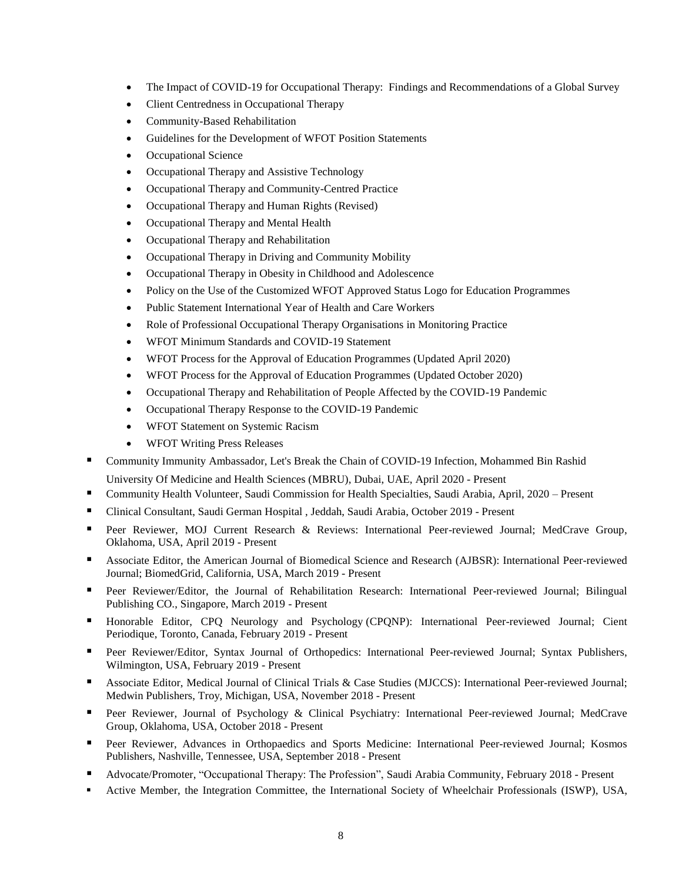- The Impact of COVID-19 for Occupational Therapy: Findings and Recommendations of a Global Survey
- Client Centredness in Occupational Therapy
- Community-Based Rehabilitation
- Guidelines for the Development of WFOT Position Statements
- Occupational Science
- Occupational Therapy and Assistive Technology
- Occupational Therapy and Community-Centred Practice
- Occupational Therapy and Human Rights (Revised)
- Occupational Therapy and Mental Health
- Occupational Therapy and Rehabilitation
- Occupational Therapy in Driving and Community Mobility
- Occupational Therapy in Obesity in Childhood and Adolescence
- Policy on the Use of the Customized WFOT Approved Status Logo for Education Programmes
- Public Statement International Year of Health and Care Workers
- Role of Professional Occupational Therapy Organisations in Monitoring Practice
- WFOT Minimum Standards and COVID-19 Statement
- WFOT Process for the Approval of Education Programmes (Updated April 2020)
- WFOT Process for the Approval of Education Programmes (Updated October 2020)
- Occupational Therapy and Rehabilitation of People Affected by the COVID-19 Pandemic
- Occupational Therapy Response to the COVID-19 Pandemic
- WFOT Statement on Systemic Racism
- WFOT Writing Press Releases

- Community Immunity Ambassador, Let's Break the Chain of COVID-19 Infection, Mohammed Bin Rashid University Of Medicine and Health Sciences (MBRU), Dubai, UAE, April 2020 - Present
- Community Health Volunteer, Saudi Commission for Health Specialties, Saudi Arabia, April, 2020 – Present
- Clinical Consultant, Saudi German Hospital , Jeddah, Saudi Arabia, October 2019 - Present
- Peer Reviewer, MOJ Current Research & Reviews: International Peer-reviewed Journal; MedCrave Group, Oklahoma, USA, April 2019 - Present
- Associate Editor, the American Journal of Biomedical Science and Research (AJBSR): International Peer-reviewed Journal; BiomedGrid, California, USA, March 2019 - Present
- Peer Reviewer/Editor, the Journal of Rehabilitation Research: International Peer-reviewed Journal; Bilingual Publishing CO., Singapore, March 2019 - Present
- Honorable Editor, CPQ Neurology and Psychology (CPQNP): International Peer-reviewed Journal; Cient Periodique, Toronto, Canada, February 2019 - Present
- Peer Reviewer/Editor, Syntax Journal of Orthopedics: International Peer-reviewed Journal; Syntax Publishers, Wilmington, USA, February 2019 - Present
- Associate Editor, Medical Journal of Clinical Trials & Case Studies (MJCCS): International Peer-reviewed Journal; Medwin Publishers, Troy, Michigan, USA, November 2018 - Present
- Peer Reviewer, Journal of Psychology & Clinical Psychiatry: International Peer-reviewed Journal; MedCrave Group, Oklahoma, USA, October 2018 - Present
- Peer Reviewer, Advances in Orthopaedics and Sports Medicine: International Peer-reviewed Journal; Kosmos Publishers, Nashville, Tennessee, USA, September 2018 - Present
- Advocate/Promoter, "Occupational Therapy: The Profession", Saudi Arabia Community, February 2018 - Present
- Active Member, the Integration Committee, the International Society of Wheelchair Professionals (ISWP), USA,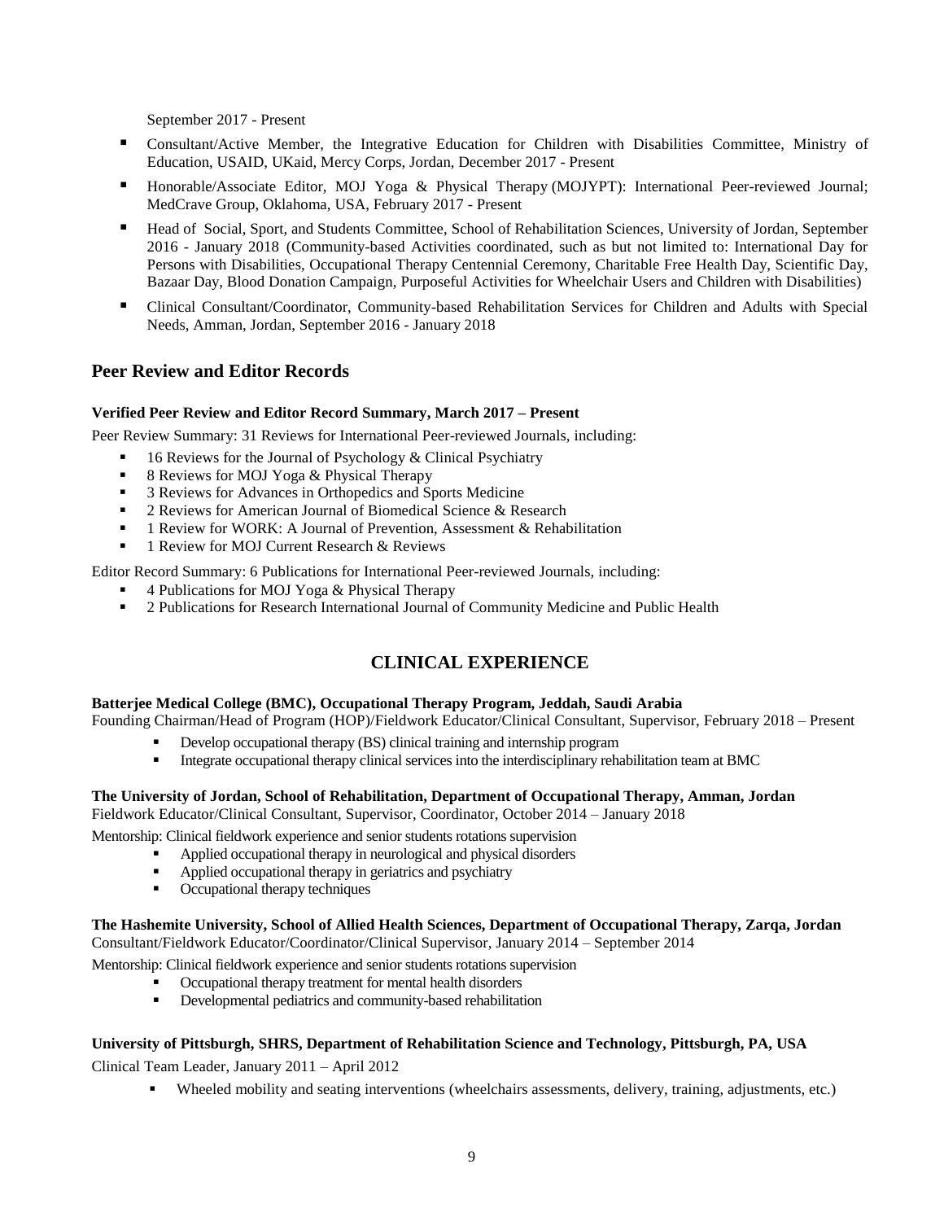September 2017 - Present

- Consultant/Active Member, the Integrative Education for Children with Disabilities Committee, Ministry of Education, USAID, UKaid, Mercy Corps, Jordan, December 2017 - Present
- Honorable/Associate Editor, MOJ Yoga & Physical Therapy (MOJYPT): International Peer-reviewed Journal; MedCrave Group, Oklahoma, USA, February 2017 - Present
- Head of Social, Sport, and Students Committee, School of Rehabilitation Sciences, University of Jordan, September 2016 - January 2018 (Community-based Activities coordinated, such as but not limited to: International Day for Persons with Disabilities, Occupational Therapy Centennial Ceremony, Charitable Free Health Day, Scientific Day, Bazaar Day, Blood Donation Campaign, Purposeful Activities for Wheelchair Users and Children with Disabilities)
- Clinical Consultant/Coordinator, Community-based Rehabilitation Services for Children and Adults with Special Needs, Amman, Jordan, September 2016 - January 2018

## Peer Review and Editor Records

**Verified Peer Review and Editor Record Summary, March 2017 – Present**

Peer Review Summary: 31 Reviews for International Peer-reviewed Journals, including:

- 16 Reviews for the Journal of Psychology & Clinical Psychiatry
- 8 Reviews for MOJ Yoga & Physical Therapy
- 3 Reviews for Advances in Orthopedics and Sports Medicine
- 2 Reviews for American Journal of Biomedical Science & Research
- 1 Review for WORK: A Journal of Prevention, Assessment & Rehabilitation
- 1 Review for MOJ Current Research & Reviews

Editor Record Summary: 6 Publications for International Peer-reviewed Journals, including:

- 4 Publications for MOJ Yoga & Physical Therapy
- 2 Publications for Research International Journal of Community Medicine and Public Health

# CLINICAL EXPERIENCE

**Batterjee Medical College (BMC), Occupational Therapy Program, Jeddah, Saudi Arabia**

Founding Chairman/Head of Program (HOP)/Fieldwork Educator/Clinical Consultant, Supervisor, February 2018 – Present

- Develop occupational therapy (BS) clinical training and internship program
- Integrate occupational therapy clinical services into the interdisciplinary rehabilitation team at BMC

**The University of Jordan, School of Rehabilitation, Department of Occupational Therapy, Amman, Jordan**

Fieldwork Educator/Clinical Consultant, Supervisor, Coordinator, October 2014 – January 2018

Mentorship: Clinical fieldwork experience and senior students rotations supervision

- Applied occupational therapy in neurological and physical disorders
- Applied occupational therapy in geriatrics and psychiatry
- Occupational therapy techniques

**The Hashemite University, School of Allied Health Sciences, Department of Occupational Therapy, Zarqa, Jordan**

Consultant/Fieldwork Educator/Coordinator/Clinical Supervisor, January 2014 – September 2014

Mentorship: Clinical fieldwork experience and senior students rotations supervision

- Occupational therapy treatment for mental health disorders
- Developmental pediatrics and community-based rehabilitation

**University of Pittsburgh, SHRS, Department of Rehabilitation Science and Technology, Pittsburgh, PA, USA**

Clinical Team Leader, January 2011 – April 2012

- Wheeled mobility and seating interventions (wheelchairs assessments, delivery, training, adjustments, etc.)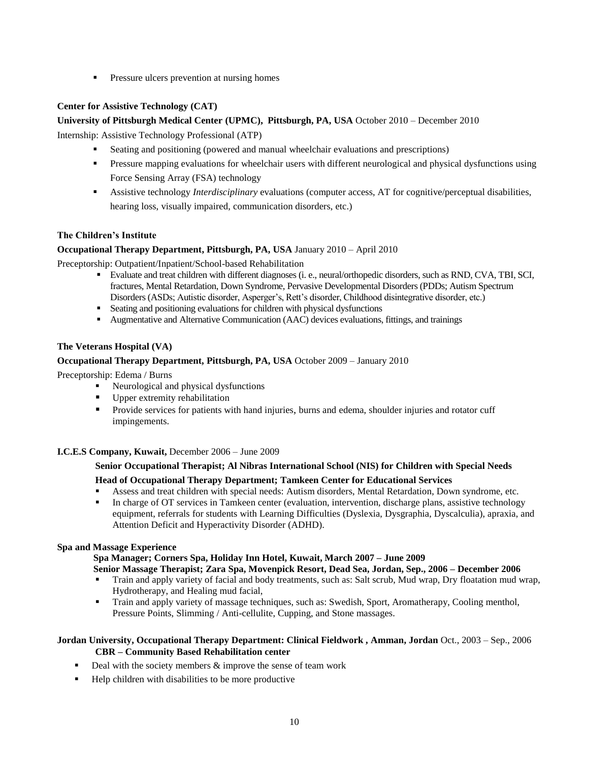- Pressure ulcers prevention at nursing homes

**Center for Assistive Technology (CAT)**

**University of Pittsburgh Medical Center (UPMC), Pittsburgh, PA, USA** October 2010 – December 2010

Internship: Assistive Technology Professional (ATP)

- Seating and positioning (powered and manual wheelchair evaluations and prescriptions)
- Pressure mapping evaluations for wheelchair users with different neurological and physical dysfunctions using Force Sensing Array (FSA) technology
- Assistive technology *Interdisciplinary* evaluations (computer access, AT for cognitive/perceptual disabilities, hearing loss, visually impaired, communication disorders, etc.)

**The Children's Institute**

**Occupational Therapy Department, Pittsburgh, PA, USA** January 2010 – April 2010

Preceptorship: Outpatient/Inpatient/School-based Rehabilitation

- Evaluate and treat children with different diagnoses (i. e., neural/orthopedic disorders, such as RND, CVA, TBI, SCI, fractures, Mental Retardation, Down Syndrome, Pervasive Developmental Disorders (PDDs; Autism Spectrum Disorders (ASDs; Autistic disorder, Asperger's, Rett's disorder, Childhood disintegrative disorder, etc.)
- Seating and positioning evaluations for children with physical dysfunctions
- Augmentative and Alternative Communication (AAC) devices evaluations, fittings, and trainings

**The Veterans Hospital (VA)**

**Occupational Therapy Department, Pittsburgh, PA, USA** October 2009 – January 2010

Preceptorship: Edema / Burns

- Neurological and physical dysfunctions
- Upper extremity rehabilitation
- Provide services for patients with hand injuries, burns and edema, shoulder injuries and rotator cuff impingements.

**I.C.E.S Company, Kuwait,** December 2006 – June 2009

**Senior Occupational Therapist; Al Nibras International School (NIS) for Children with Special Needs**

**Head of Occupational Therapy Department; Tamkeen Center for Educational Services**

- Assess and treat children with special needs: Autism disorders, Mental Retardation, Down syndrome, etc.
- In charge of OT services in Tamkeen center (evaluation, intervention, discharge plans, assistive technology equipment, referrals for students with Learning Difficulties (Dyslexia, Dysgraphia, Dyscalculia), apraxia, and Attention Deficit and Hyperactivity Disorder (ADHD).

**Spa and Massage Experience**

**Spa Manager; Corners Spa, Holiday Inn Hotel, Kuwait, March 2007 – June 2009**

**Senior Massage Therapist; Zara Spa, Movenpick Resort, Dead Sea, Jordan, Sep., 2006 – December 2006**

- Train and apply variety of facial and body treatments, such as: Salt scrub, Mud wrap, Dry floatation mud wrap, Hydrotherapy, and Healing mud facial,
- Train and apply variety of massage techniques, such as: Swedish, Sport, Aromatherapy, Cooling menthol, Pressure Points, Slimming / Anti-cellulite, Cupping, and Stone massages.

**Jordan University, Occupational Therapy Department: Clinical Fieldwork , Amman, Jordan** Oct., 2003 – Sep., 2006

**CBR – Community Based Rehabilitation center**

- Deal with the society members & improve the sense of team work
- Help children with disabilities to be more productive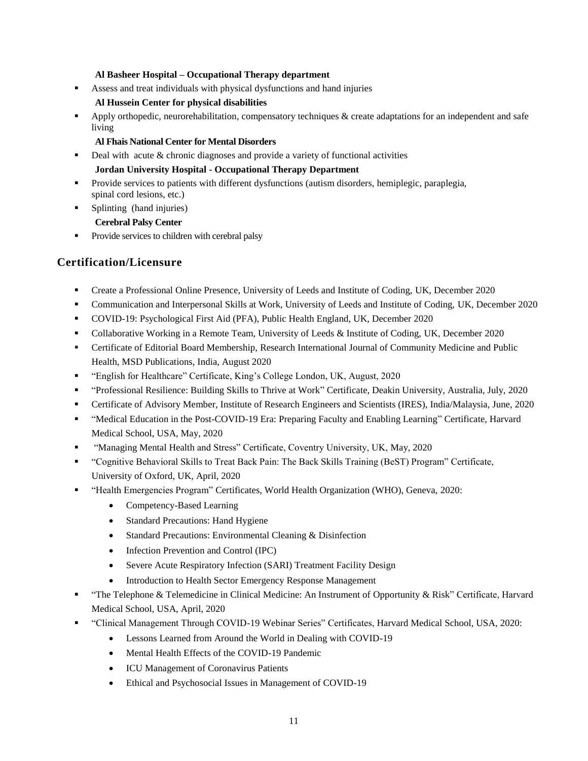**Al Basheer Hospital – Occupational Therapy department**

- Assess and treat individuals with physical dysfunctions and hand injuries

**Al Hussein Center for physical disabilities**

- Apply orthopedic, neurorehabilitation, compensatory techniques & create adaptations for an independent and safe living

**Al Fhais National Center for Mental Disorders**

- Deal with acute & chronic diagnoses and provide a variety of functional activities

**Jordan University Hospital - Occupational Therapy Department**

- Provide services to patients with different dysfunctions (autism disorders, hemiplegic, paraplegia, spinal cord lesions, etc.)
- Splinting (hand injuries)

**Cerebral Palsy Center**

- Provide services to children with cerebral palsy

## Certification/Licensure

- Create a Professional Online Presence, University of Leeds and Institute of Coding, UK, December 2020
- Communication and Interpersonal Skills at Work, University of Leeds and Institute of Coding, UK, December 2020
- COVID-19: Psychological First Aid (PFA), Public Health England, UK, December 2020
- Collaborative Working in a Remote Team, University of Leeds & Institute of Coding, UK, December 2020
- Certificate of Editorial Board Membership, Research International Journal of Community Medicine and Public Health, MSD Publications, India, August 2020
- "English for Healthcare" Certificate, King's College London, UK, August, 2020
- "Professional Resilience: Building Skills to Thrive at Work" Certificate, Deakin University, Australia, July, 2020
- Certificate of Advisory Member, Institute of Research Engineers and Scientists (IRES), India/Malaysia, June, 2020
- "Medical Education in the Post-COVID-19 Era: Preparing Faculty and Enabling Learning" Certificate, Harvard Medical School, USA, May, 2020
- "Managing Mental Health and Stress" Certificate, Coventry University, UK, May, 2020
- "Cognitive Behavioral Skills to Treat Back Pain: The Back Skills Training (BeST) Program" Certificate, University of Oxford, UK, April, 2020
- "Health Emergencies Program" Certificates, World Health Organization (WHO), Geneva, 2020:
  - Competency-Based Learning
  - Standard Precautions: Hand Hygiene
  - Standard Precautions: Environmental Cleaning & Disinfection
  - Infection Prevention and Control (IPC)
  - Severe Acute Respiratory Infection (SARI) Treatment Facility Design
  - Introduction to Health Sector Emergency Response Management
- "The Telephone & Telemedicine in Clinical Medicine: An Instrument of Opportunity & Risk" Certificate, Harvard Medical School, USA, April, 2020
- "Clinical Management Through COVID-19 Webinar Series" Certificates, Harvard Medical School, USA, 2020:
  - Lessons Learned from Around the World in Dealing with COVID-19
  - Mental Health Effects of the COVID-19 Pandemic
  - ICU Management of Coronavirus Patients
  - Ethical and Psychosocial Issues in Management of COVID-19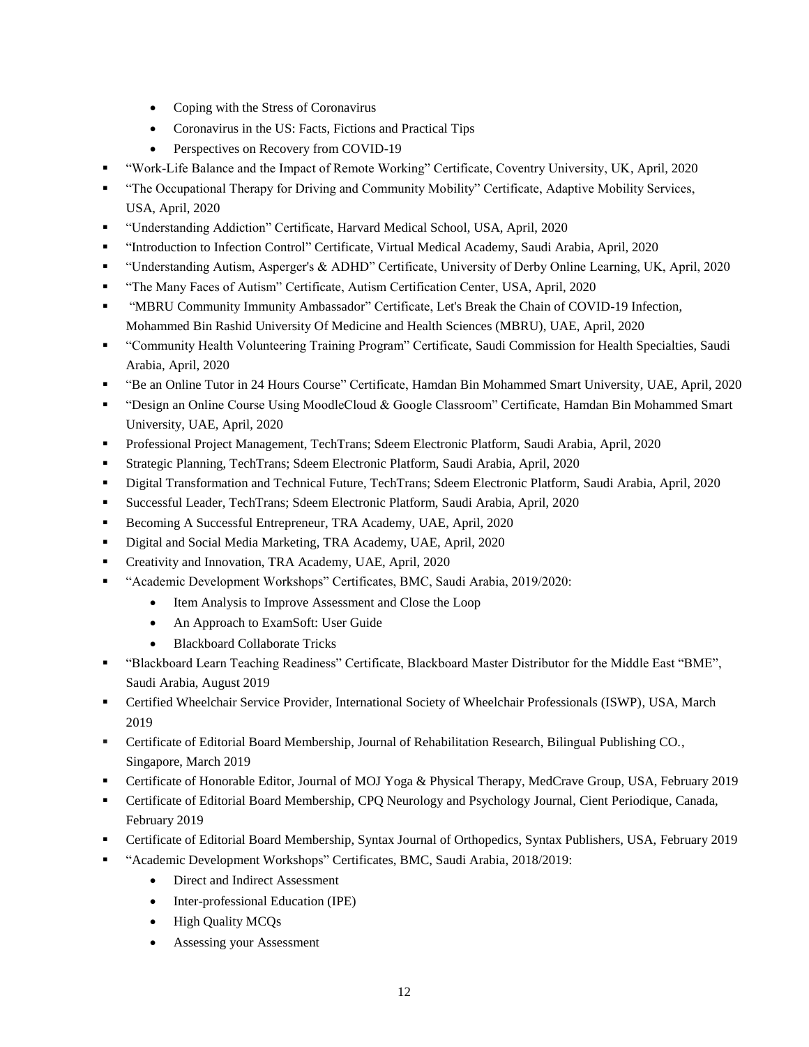- Coping with the Stress of Coronavirus
  - Coronavirus in the US: Facts, Fictions and Practical Tips
  - Perspectives on Recovery from COVID-19
- "Work-Life Balance and the Impact of Remote Working" Certificate, Coventry University, UK, April, 2020
- "The Occupational Therapy for Driving and Community Mobility" Certificate, Adaptive Mobility Services, USA, April, 2020
- "Understanding Addiction" Certificate, Harvard Medical School, USA, April, 2020
- "Introduction to Infection Control" Certificate, Virtual Medical Academy, Saudi Arabia, April, 2020
- "Understanding Autism, Asperger's & ADHD" Certificate, University of Derby Online Learning, UK, April, 2020
- "The Many Faces of Autism" Certificate, Autism Certification Center, USA, April, 2020
- "MBRU Community Immunity Ambassador" Certificate, Let's Break the Chain of COVID-19 Infection, Mohammed Bin Rashid University Of Medicine and Health Sciences (MBRU), UAE, April, 2020
- "Community Health Volunteering Training Program" Certificate, Saudi Commission for Health Specialties, Saudi Arabia, April, 2020
- "Be an Online Tutor in 24 Hours Course" Certificate, Hamdan Bin Mohammed Smart University, UAE, April, 2020
- "Design an Online Course Using MoodleCloud & Google Classroom" Certificate, Hamdan Bin Mohammed Smart University, UAE, April, 2020
- Professional Project Management, TechTrans; Sdeem Electronic Platform, Saudi Arabia, April, 2020
- Strategic Planning, TechTrans; Sdeem Electronic Platform, Saudi Arabia, April, 2020
- Digital Transformation and Technical Future, TechTrans; Sdeem Electronic Platform, Saudi Arabia, April, 2020
- Successful Leader, TechTrans; Sdeem Electronic Platform, Saudi Arabia, April, 2020
- Becoming A Successful Entrepreneur, TRA Academy, UAE, April, 2020
- Digital and Social Media Marketing, TRA Academy, UAE, April, 2020
- Creativity and Innovation, TRA Academy, UAE, April, 2020
- "Academic Development Workshops" Certificates, BMC, Saudi Arabia, 2019/2020:
  - Item Analysis to Improve Assessment and Close the Loop
  - An Approach to ExamSoft: User Guide
  - Blackboard Collaborate Tricks
- "Blackboard Learn Teaching Readiness" Certificate, Blackboard Master Distributor for the Middle East "BME", Saudi Arabia, August 2019
- Certified Wheelchair Service Provider, International Society of Wheelchair Professionals (ISWP), USA, March 2019
- Certificate of Editorial Board Membership, Journal of Rehabilitation Research, Bilingual Publishing CO., Singapore, March 2019
- Certificate of Honorable Editor, Journal of MOJ Yoga & Physical Therapy, MedCrave Group, USA, February 2019
- Certificate of Editorial Board Membership, CPQ Neurology and Psychology Journal, Cient Periodique, Canada, February 2019
- Certificate of Editorial Board Membership, Syntax Journal of Orthopedics, Syntax Publishers, USA, February 2019
- "Academic Development Workshops" Certificates, BMC, Saudi Arabia, 2018/2019:
  - Direct and Indirect Assessment
  - Inter-professional Education (IPE)
  - High Quality MCQs
  - Assessing your Assessment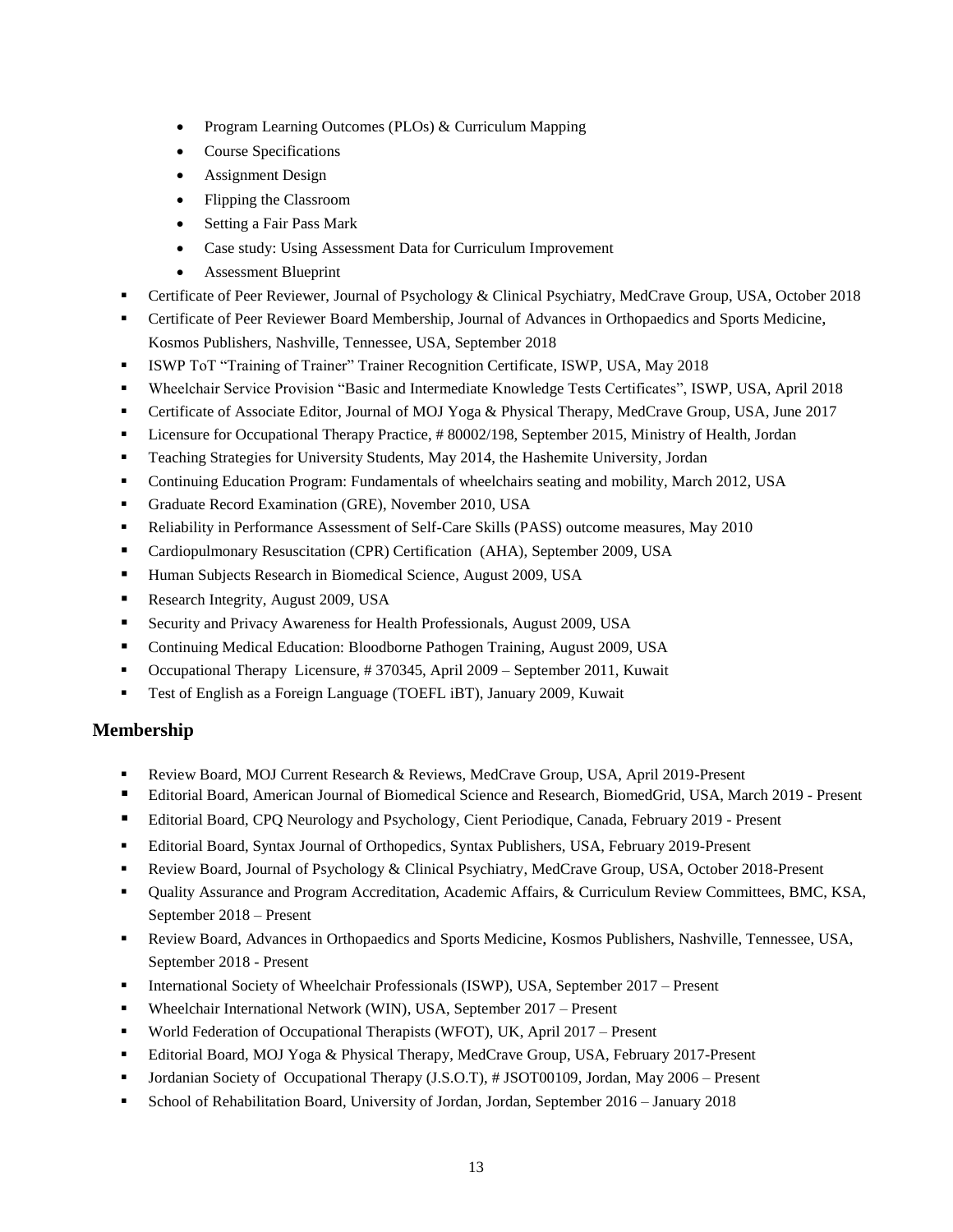- Program Learning Outcomes (PLOs) & Curriculum Mapping
    - Course Specifications
    - Assignment Design
    - Flipping the Classroom
    - Setting a Fair Pass Mark
    - Case study: Using Assessment Data for Curriculum Improvement
    - Assessment Blueprint
- Certificate of Peer Reviewer, Journal of Psychology & Clinical Psychiatry, MedCrave Group, USA, October 2018
- Certificate of Peer Reviewer Board Membership, Journal of Advances in Orthopaedics and Sports Medicine, Kosmos Publishers, Nashville, Tennessee, USA, September 2018
- ISWP ToT "Training of Trainer" Trainer Recognition Certificate, ISWP, USA, May 2018
- Wheelchair Service Provision "Basic and Intermediate Knowledge Tests Certificates", ISWP, USA, April 2018
- Certificate of Associate Editor, Journal of MOJ Yoga & Physical Therapy, MedCrave Group, USA, June 2017
- Licensure for Occupational Therapy Practice, # 80002/198, September 2015, Ministry of Health, Jordan
- Teaching Strategies for University Students, May 2014, the Hashemite University, Jordan
- Continuing Education Program: Fundamentals of wheelchairs seating and mobility, March 2012, USA
- Graduate Record Examination (GRE), November 2010, USA
- Reliability in Performance Assessment of Self-Care Skills (PASS) outcome measures, May 2010
- Cardiopulmonary Resuscitation (CPR) Certification (AHA), September 2009, USA
- Human Subjects Research in Biomedical Science, August 2009, USA
- Research Integrity, August 2009, USA
- Security and Privacy Awareness for Health Professionals, August 2009, USA
- Continuing Medical Education: Bloodborne Pathogen Training, August 2009, USA
- Occupational Therapy Licensure, # 370345, April 2009 – September 2011, Kuwait
- Test of English as a Foreign Language (TOEFL iBT), January 2009, Kuwait

## Membership

- Review Board, MOJ Current Research & Reviews, MedCrave Group, USA, April 2019-Present
- Editorial Board, American Journal of Biomedical Science and Research, BiomedGrid, USA, March 2019 - Present
- Editorial Board, CPQ Neurology and Psychology, Cient Periodique, Canada, February 2019 - Present
- Editorial Board, Syntax Journal of Orthopedics, Syntax Publishers, USA, February 2019-Present
- Review Board, Journal of Psychology & Clinical Psychiatry, MedCrave Group, USA, October 2018-Present
- Quality Assurance and Program Accreditation, Academic Affairs, & Curriculum Review Committees, BMC, KSA, September 2018 – Present
- Review Board, Advances in Orthopaedics and Sports Medicine, Kosmos Publishers, Nashville, Tennessee, USA, September 2018 - Present
- International Society of Wheelchair Professionals (ISWP), USA, September 2017 – Present
- Wheelchair International Network (WIN), USA, September 2017 – Present
- World Federation of Occupational Therapists (WFOT), UK, April 2017 – Present
- Editorial Board, MOJ Yoga & Physical Therapy, MedCrave Group, USA, February 2017-Present
- Jordanian Society of Occupational Therapy (J.S.O.T), # JSOT00109, Jordan, May 2006 – Present
- School of Rehabilitation Board, University of Jordan, Jordan, September 2016 – January 2018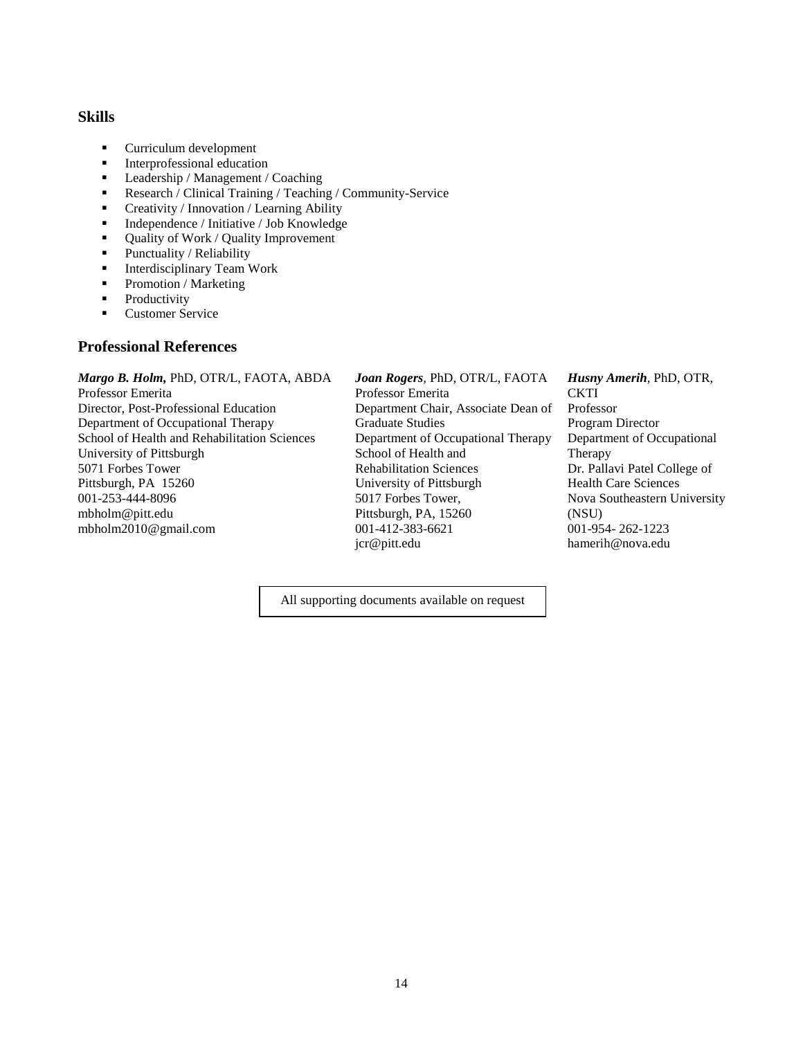## Skills

- Curriculum development
- Interprofessional education
- Leadership / Management / Coaching
- Research / Clinical Training / Teaching / Community-Service
- Creativity / Innovation / Learning Ability
- Independence / Initiative / Job Knowledge
- Quality of Work / Quality Improvement
- Punctuality / Reliability
- Interdisciplinary Team Work
- Promotion / Marketing
- Productivity
- Customer Service

## Professional References

***Margo B. Holm,*** PHD, OTR/L, FAOTA, ABDA
Professor Emerita
Director, Post-Professional Education
Department of Occupational Therapy
School of Health and Rehabilitation Sciences
University of Pittsburgh
5071 Forbes Tower
Pittsburgh, PA 15260
001-253-444-8096
mbholm@pitt.edu
mbholm2010@gmail.com

***Joan Rogers***, PhD, OTR/L, FAOTA
Professor Emerita
Department Chair, Associate Dean of Graduate Studies
Department of Occupational Therapy
School of Health and Rehabilitation Sciences
University of Pittsburgh
5017 Forbes Tower,
Pittsburgh, PA, 15260
001-412-383-6621
jcr@pitt.edu

***Husny Amerih***, PhD, OTR, CKTI
Professor
Program Director
Department of Occupational Therapy
Dr. Pallavi Patel College of Health Care Sciences
Nova Southeastern University (NSU)
001-954- 262-1223
hamerih@nova.edu

All supporting documents available on request